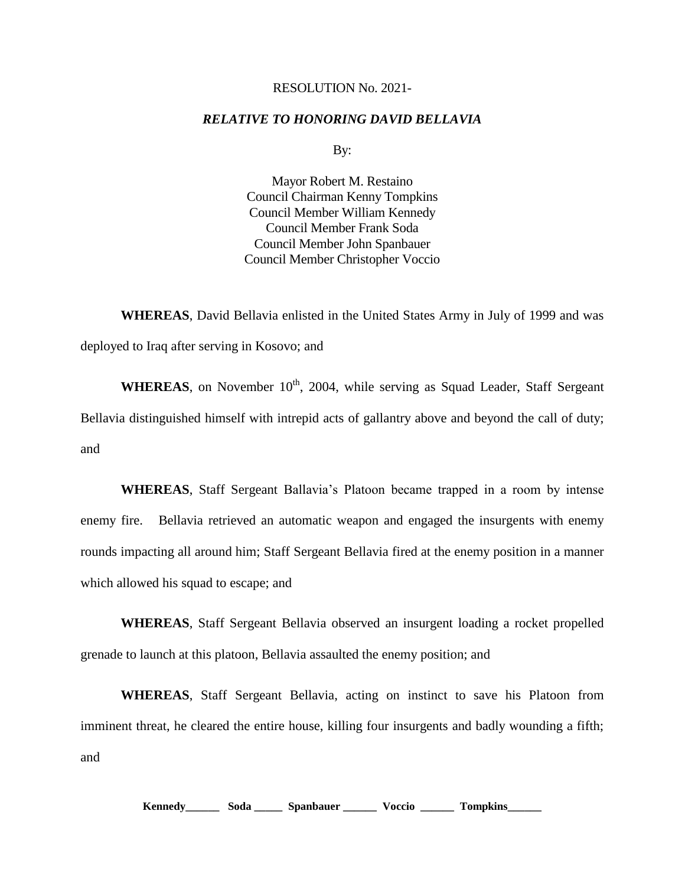RESOLUTION No. 2021-

***RELATIVE TO HONORING DAVID BELLAVIA***

By:

Mayor Robert M. Restaino
Council Chairman Kenny Tompkins
Council Member William Kennedy
Council Member Frank Soda
Council Member John Spanbauer
Council Member Christopher Voccio

**WHEREAS**, David Bellavia enlisted in the United States Army in July of 1999 and was deployed to Iraq after serving in Kosovo; and

**WHEREAS**, on November 10th, 2004, while serving as Squad Leader, Staff Sergeant Bellavia distinguished himself with intrepid acts of gallantry above and beyond the call of duty; and

**WHEREAS**, Staff Sergeant Ballavia's Platoon became trapped in a room by intense enemy fire. Bellavia retrieved an automatic weapon and engaged the insurgents with enemy rounds impacting all around him; Staff Sergeant Bellavia fired at the enemy position in a manner which allowed his squad to escape; and

**WHEREAS**, Staff Sergeant Bellavia observed an insurgent loading a rocket propelled grenade to launch at this platoon, Bellavia assaulted the enemy position; and

**WHEREAS**, Staff Sergeant Bellavia, acting on instinct to save his Platoon from imminent threat, he cleared the entire house, killing four insurgents and badly wounding a fifth; and

**Kennedy______ Soda _____ Spanbauer ______ Voccio ______ Tompkins______**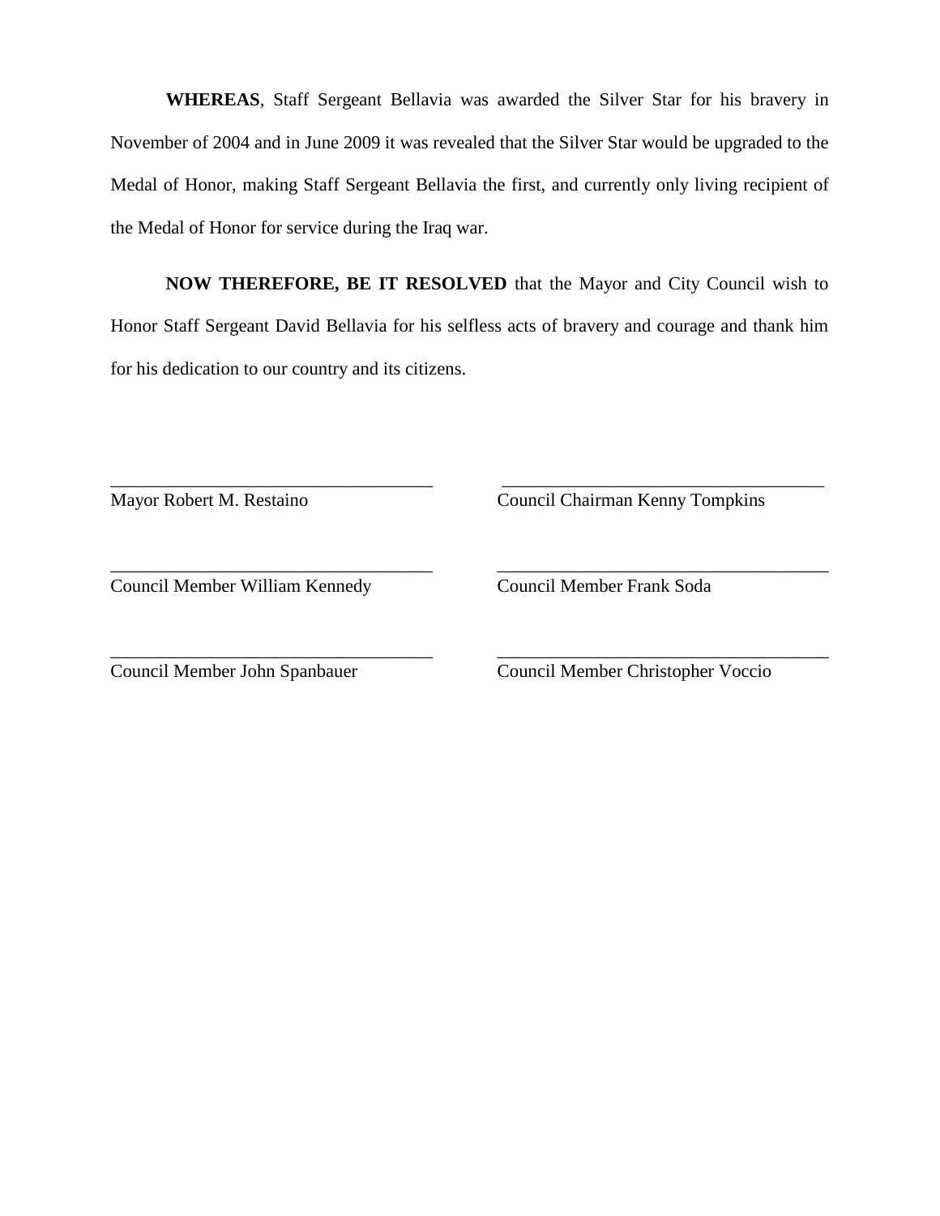**WHEREAS**, Staff Sergeant Bellavia was awarded the Silver Star for his bravery in November of 2004 and in June 2009 it was revealed that the Silver Star would be upgraded to the Medal of Honor, making Staff Sergeant Bellavia the first, and currently only living recipient of the Medal of Honor for service during the Iraq war.

**NOW THEREFORE, BE IT RESOLVED** that the Mayor and City Council wish to Honor Staff Sergeant David Bellavia for his selfless acts of bravery and courage and thank him for his dedication to our country and its citizens.

| | |
|---|---|
| ___________________________________ | ___________________________________ |
| Mayor Robert M. Restaino | Council Chairman Kenny Tompkins |
| ___________________________________ | ___________________________________ |
| Council Member William Kennedy | Council Member Frank Soda |
| ___________________________________ | ___________________________________ |
| Council Member John Spanbauer | Council Member Christopher Voccio |